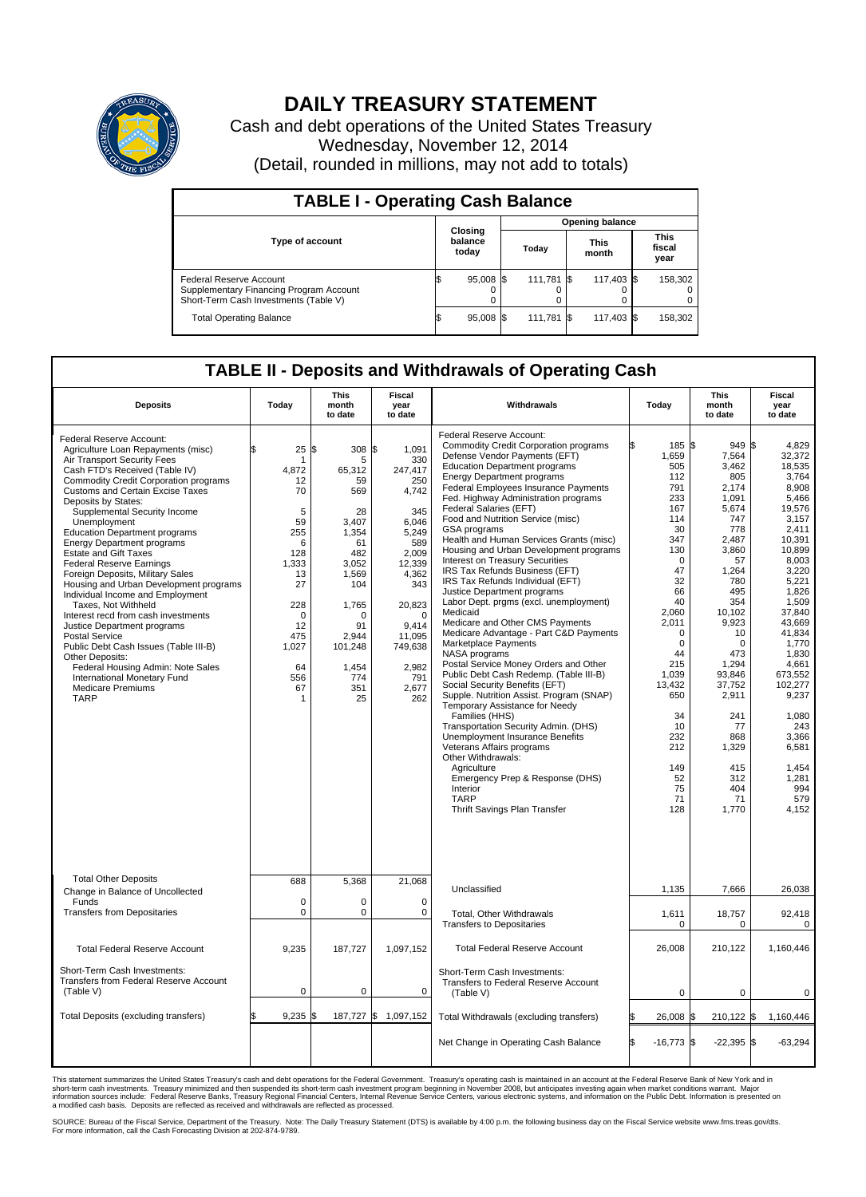# DAILY TREASURY STATEMENT

Cash and debt operations of the United States Treasury
Wednesday, November 12, 2014
(Detail, rounded in millions, may not add to totals)

## TABLE I - Operating Cash Balance

| Type of account | Closing balance today | Opening balance Today | Opening balance This month | Opening balance This fiscal year |
|---|---|---|---|---|
| Federal Reserve Account | $ 95,008 | $ 111,781 | $ 117,403 | $ 158,302 |
| Supplementary Financing Program Account | 0 | 0 | 0 | 0 |
| Short-Term Cash Investments (Table V) | 0 | 0 | 0 | 0 |
| Total Operating Balance | $ 95,008 | $ 111,781 | $ 117,403 | $ 158,302 |

## TABLE II - Deposits and Withdrawals of Operating Cash

| Deposits | Today | This month to date | Fiscal year to date | Withdrawals | Today | This month to date | Fiscal year to date |
|---|---|---|---|---|---|---|---|
| Federal Reserve Account: | | | | Federal Reserve Account: | | | |
| Agriculture Loan Repayments (misc) | $ 25 | $ 308 | $ 1,091 | Commodity Credit Corporation programs | $ 185 | $ 949 | $ 4,829 |
| Air Transport Security Fees | 1 | 5 | 330 | Defense Vendor Payments (EFT) | 1,659 | 7,564 | 32,372 |
| Cash FTD's Received (Table IV) | 4,872 | 65,312 | 247,417 | Education Department programs | 505 | 3,462 | 18,535 |
| Commodity Credit Corporation programs | 12 | 59 | 250 | Energy Department programs | 112 | 805 | 3,764 |
| Customs and Certain Excise Taxes | 70 | 569 | 4,742 | Federal Employees Insurance Payments | 791 | 2,174 | 8,908 |
| Deposits by States: | | | | Fed. Highway Administration programs | 233 | 1,091 | 5,466 |
| Supplemental Security Income | 5 | 28 | 345 | Federal Salaries (EFT) | 167 | 5,674 | 19,576 |
| Unemployment | 59 | 3,407 | 6,046 | Food and Nutrition Service (misc) | 114 | 747 | 3,157 |
| Education Department programs | 255 | 1,354 | 5,249 | GSA programs | 30 | 778 | 2,411 |
| Energy Department programs | 6 | 61 | 589 | Health and Human Services Grants (misc) | 347 | 2,487 | 10,391 |
| Estate and Gift Taxes | 128 | 482 | 2,009 | Housing and Urban Development programs | 130 | 3,860 | 10,899 |
| Federal Reserve Earnings | 1,333 | 3,052 | 12,339 | Interest on Treasury Securities | 0 | 57 | 8,003 |
| Foreign Deposits, Military Sales | 13 | 1,569 | 4,362 | IRS Tax Refunds Business (EFT) | 47 | 1,264 | 3,220 |
| Housing and Urban Development programs | 27 | 104 | 343 | IRS Tax Refunds Individual (EFT) | 32 | 780 | 5,221 |
| Individual Income and Employment | | | | Justice Department programs | 66 | 495 | 1,826 |
| Taxes, Not Withheld | 228 | 1,765 | 20,823 | Labor Dept. prgms (excl. unemployment) | 40 | 354 | 1,509 |
| Interest recd from cash investments | 0 | 0 | 0 | Medicaid | 2,060 | 10,102 | 37,840 |
| Justice Department programs | 12 | 91 | 9,414 | Medicare and Other CMS Payments | 2,011 | 9,923 | 43,669 |
| Postal Service | 475 | 2,944 | 11,095 | Medicare Advantage - Part C&D Payments | 0 | 10 | 41,834 |
| Public Debt Cash Issues (Table III-B) | 1,027 | 101,248 | 749,638 | Marketplace Payments | 0 | 0 | 1,770 |
| Other Deposits: | | | | NASA programs | 44 | 473 | 1,830 |
| Federal Housing Admin: Note Sales | 64 | 1,454 | 2,982 | Postal Service Money Orders and Other | 215 | 1,294 | 4,661 |
| International Monetary Fund | 556 | 774 | 791 | Public Debt Cash Redemp. (Table III-B) | 1,039 | 93,846 | 673,552 |
| Medicare Premiums | 67 | 351 | 2,677 | Social Security Benefits (EFT) | 13,432 | 37,752 | 102,277 |
| TARP | 1 | 25 | 262 | Supple. Nutrition Assist. Program (SNAP) | 650 | 2,911 | 9,237 |
| | | | | Temporary Assistance for Needy Families (HHS) | 34 | 241 | 1,080 |
| | | | | Transportation Security Admin. (DHS) | 10 | 77 | 243 |
| | | | | Unemployment Insurance Benefits | 232 | 868 | 3,366 |
| | | | | Veterans Affairs programs | 212 | 1,329 | 6,581 |
| | | | | Other Withdrawals: | | | |
| | | | | Agriculture | 149 | 415 | 1,454 |
| | | | | Emergency Prep & Response (DHS) | 52 | 312 | 1,281 |
| | | | | Interior | 75 | 404 | 994 |
| | | | | TARP | 71 | 71 | 579 |
| | | | | Thrift Savings Plan Transfer | 128 | 1,770 | 4,152 |
| Total Other Deposits | 688 | 5,368 | 21,068 | Unclassified | 1,135 | 7,666 | 26,038 |
| Change in Balance of Uncollected Funds | 0 | 0 | 0 | | | | |
| Transfers from Depositaries | 0 | 0 | 0 | Total, Other Withdrawals | 1,611 | 18,757 | 92,418 |
| | | | | Transfers to Depositaries | 0 | 0 | 0 |
| Total Federal Reserve Account | 9,235 | 187,727 | 1,097,152 | Total Federal Reserve Account | 26,008 | 210,122 | 1,160,446 |
| Short-Term Cash Investments: Transfers from Federal Reserve Account (Table V) | 0 | 0 | 0 | Short-Term Cash Investments: Transfers to Federal Reserve Account (Table V) | 0 | 0 | 0 |
| Total Deposits (excluding transfers) | $ 9,235 | $ 187,727 | $ 1,097,152 | Total Withdrawals (excluding transfers) | $ 26,008 | $ 210,122 | $ 1,160,446 |
| | | | | Net Change in Operating Cash Balance | $ -16,773 | $ -22,395 | $ -63,294 |

This statement summarizes the United States Treasury's cash and debt operations for the Federal Government. Treasury's operating cash is maintained in an account at the Federal Reserve Bank of New York and in short-term cash investments. Treasury minimized and then suspended its short-term cash investment program beginning in November 2008, but anticipates investing again when market conditions warrant. Major information sources include: Federal Reserve Banks, Treasury Regional Financial Centers, Internal Revenue Service Centers, various electronic systems, and information on the Public Debt. Information is presented on a modified cash basis. Deposits are reflected as received and withdrawals are reflected as processed.

SOURCE: Bureau of the Fiscal Service, Department of the Treasury. Note: The Daily Treasury Statement (DTS) is available by 4:00 p.m. the following business day on the Fiscal Service website www.fms.treas.gov/dts. For more information, call the Cash Forecasting Division at 202-874-9789.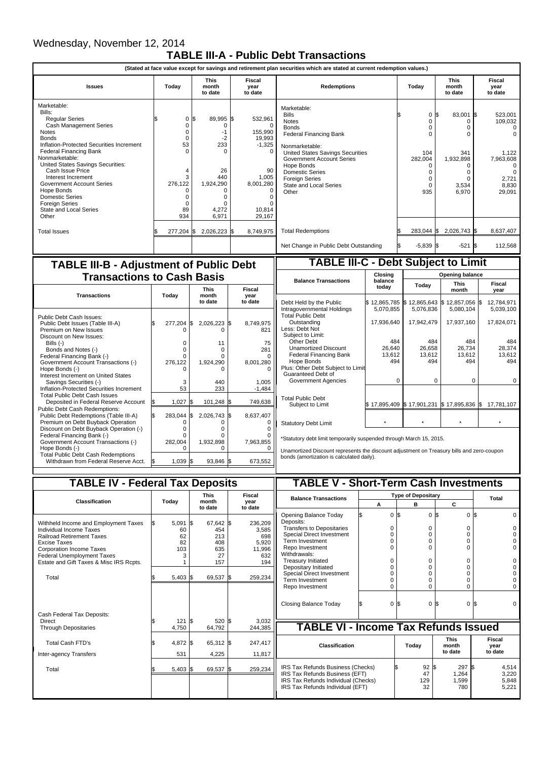Wednesday, November 12, 2014

# TABLE III-A - Public Debt Transactions

(Stated at face value except for savings and retirement plan securities which are stated at current redemption values.)

| Issues | Today | This month to date | Fiscal year to date |
|---|---|---|---|
| Marketable: | | | |
| Bills: | | | |
| Regular Series | $ 0 | $ 89,995 | $ 532,961 |
| Cash Management Series | 0 | 0 | 0 |
| Notes | 0 | -1 | 155,990 |
| Bonds | 0 | -2 | 19,993 |
| Inflation-Protected Securities Increment | 53 | 233 | -1,325 |
| Federal Financing Bank | 0 | 0 | 0 |
| Nonmarketable: | | | |
| United States Savings Securities: | | | |
| Cash Issue Price | 4 | 26 | 90 |
| Interest Increment | 3 | 440 | 1,005 |
| Government Account Series | 276,122 | 1,924,290 | 8,001,280 |
| Hope Bonds | 0 | 0 | 0 |
| Domestic Series | 0 | 0 | 0 |
| Foreign Series | 0 | 0 | 0 |
| State and Local Series | 89 | 4,272 | 10,814 |
| Other | 934 | 6,971 | 29,167 |
| Total Issues | $ 277,204 | $ 2,026,223 | $ 8,749,975 |

| Redemptions | Today | This month to date | Fiscal year to date |
|---|---|---|---|
| Marketable: | | | |
| Bills | $ 0 | $ 83,001 | $ 523,001 |
| Notes | 0 | 0 | 109,032 |
| Bonds | 0 | 0 | 0 |
| Federal Financing Bank | 0 | 0 | 0 |
| Nonmarketable: | | | |
| United States Savings Securities | 104 | 341 | 1,122 |
| Government Account Series | 282,004 | 1,932,898 | 7,963,608 |
| Hope Bonds | 0 | 0 | 0 |
| Domestic Series | 0 | 0 | 0 |
| Foreign Series | 0 | 0 | 2,721 |
| State and Local Series | 0 | 3,534 | 8,830 |
| Other | 935 | 6,970 | 29,091 |
| Total Redemptions | $ 283,044 | $ 2,026,743 | $ 8,637,407 |
| Net Change in Public Debt Outstanding | $ -5,839 | $ -521 | $ 112,568 |

# TABLE III-B - Adjustment of Public Debt Transactions to Cash Basis

| Transactions | Today | This month to date | Fiscal year to date |
|---|---|---|---|
| Public Debt Cash Issues: | | | |
| Public Debt Issues (Table III-A) | $ 277,204 | $ 2,026,223 | $ 8,749,975 |
| Premium on New Issues | 0 | 0 | 821 |
| Discount on New Issues: | | | |
| Bills (-) | 0 | 11 | 75 |
| Bonds and Notes (-) | 0 | 0 | 281 |
| Federal Financing Bank (-) | 0 | 0 | 0 |
| Government Account Transactions (-) | 276,122 | 1,924,290 | 8,001,280 |
| Hope Bonds (-) | 0 | 0 | 0 |
| Interest Increment on United States Savings Securities (-) | 3 | 440 | 1,005 |
| Inflation-Protected Securities Increment | 53 | 233 | -1,484 |
| Total Public Debt Cash Issues Deposited in Federal Reserve Account | $ 1,027 | $ 101,248 | $ 749,638 |
| Public Debt Cash Redemptions: | | | |
| Public Debt Redemptions (Table III-A) | $ 283,044 | $ 2,026,743 | $ 8,637,407 |
| Premium on Debt Buyback Operation | 0 | 0 | 0 |
| Discount on Debt Buyback Operation (-) | 0 | 0 | 0 |
| Federal Financing Bank (-) | 0 | 0 | 0 |
| Government Account Transactions (-) | 282,004 | 1,932,898 | 7,963,855 |
| Hope Bonds (-) | 0 | 0 | 0 |
| Total Public Debt Cash Redemptions Withdrawn from Federal Reserve Acct. | $ 1,039 | $ 93,846 | $ 673,552 |

# TABLE III-C - Debt Subject to Limit

| Balance Transactions | Closing balance today | Opening balance Today | Opening balance This month | Opening balance Fiscal year |
|---|---|---|---|---|
| Debt Held by the Public | $ 12,865,785 | $ 12,865,643 | $ 12,857,056 | $ 12,784,971 |
| Intragovernmental Holdings | 5,070,855 | 5,076,836 | 5,080,104 | 5,039,100 |
| Total Public Debt Outstanding | 17,936,640 | 17,942,479 | 17,937,160 | 17,824,071 |
| Less: Debt Not Subject to Limit: | | | | |
| Other Debt | 484 | 484 | 484 | 484 |
| Unamortized Discount | 26,640 | 26,658 | 26,734 | 28,374 |
| Federal Financing Bank | 13,612 | 13,612 | 13,612 | 13,612 |
| Hope Bonds | 494 | 494 | 494 | 494 |
| Plus: Other Debt Subject to Limit | | | | |
| Guaranteed Debt of Government Agencies | 0 | 0 | 0 | 0 |
| Total Public Debt Subject to Limit | $ 17,895,409 | $ 17,901,231 | $ 17,895,836 | $ 17,781,107 |
| Statutory Debt Limit | * | * | * | * |

*Statutory debt limit temporarily suspended through March 15, 2015.

Unamortized Discount represents the discount adjustment on Treasury bills and zero-coupon bonds (amortization is calculated daily).

# TABLE IV - Federal Tax Deposits

| Classification | Today | This month to date | Fiscal year to date |
|---|---|---|---|
| Withheld Income and Employment Taxes | $ 5,091 | $ 67,642 | $ 236,209 |
| Individual Income Taxes | 60 | 454 | 3,585 |
| Railroad Retirement Taxes | 62 | 213 | 698 |
| Excise Taxes | 82 | 408 | 5,920 |
| Corporation Income Taxes | 103 | 635 | 11,996 |
| Federal Unemployment Taxes | 3 | 27 | 632 |
| Estate and Gift Taxes & Misc IRS Rcpts. | 1 | 157 | 194 |
| Total | $ 5,403 | $ 69,537 | $ 259,234 |
| Cash Federal Tax Deposits: | | | |
| Direct | $ 121 | $ 520 | $ 3,032 |
| Through Depositaries | 4,750 | 64,792 | 244,385 |
| Total Cash FTD's | $ 4,872 | $ 65,312 | $ 247,417 |
| Inter-agency Transfers | 531 | 4,225 | 11,817 |
| Total | $ 5,403 | $ 69,537 | $ 259,234 |

# TABLE V - Short-Term Cash Investments

| Balance Transactions | Type of Depositary A | Type of Depositary B | Type of Depositary C | Total |
|---|---|---|---|---|
| Opening Balance Today | $ 0 | $ 0 | $ 0 | $ 0 |
| Deposits: | | | | |
| Transfers to Depositaries | 0 | 0 | 0 | 0 |
| Special Direct Investment | 0 | 0 | 0 | 0 |
| Term Investment | 0 | 0 | 0 | 0 |
| Repo Investment | 0 | 0 | 0 | 0 |
| Withdrawals: | | | | |
| Treasury Initiated | 0 | 0 | 0 | 0 |
| Depositary Initiated | 0 | 0 | 0 | 0 |
| Special Direct Investment | 0 | 0 | 0 | 0 |
| Term Investment | 0 | 0 | 0 | 0 |
| Repo Investment | 0 | 0 | 0 | 0 |
| Closing Balance Today | $ 0 | $ 0 | $ 0 | $ 0 |

# TABLE VI - Income Tax Refunds Issued

| Classification | Today | This month to date | Fiscal year to date |
|---|---|---|---|
| IRS Tax Refunds Business (Checks) | $ 92 | $ 297 | $ 4,514 |
| IRS Tax Refunds Business (EFT) | 47 | 1,264 | 3,220 |
| IRS Tax Refunds Individual (Checks) | 129 | 1,599 | 5,848 |
| IRS Tax Refunds Individual (EFT) | 32 | 780 | 5,221 |